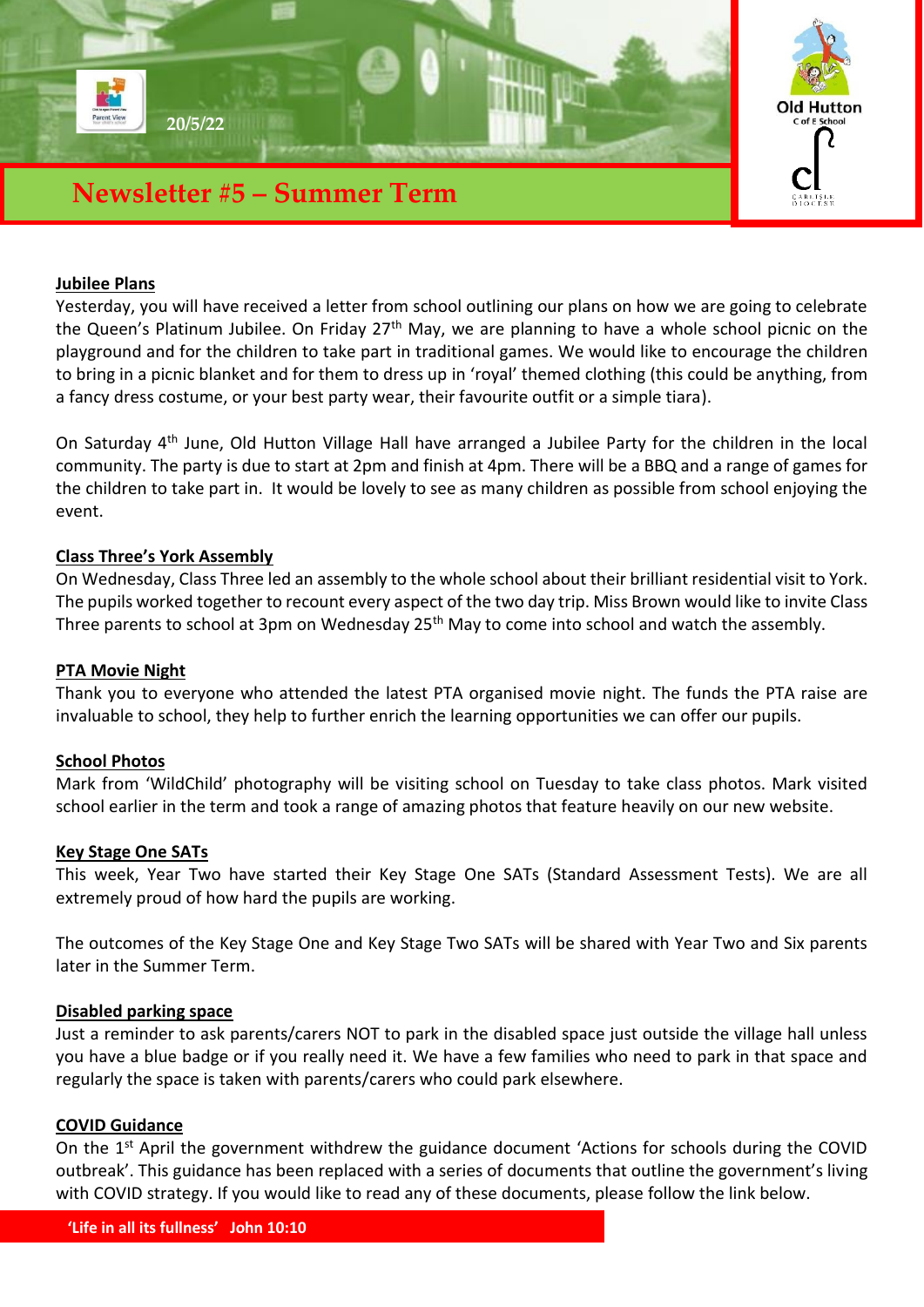20/5/22

# Newsletter #5 – Summer Term

Old Hutton C of E School

## Jubilee Plans

Yesterday, you will have received a letter from school outlining our plans on how we are going to celebrate the Queen's Platinum Jubilee. On Friday 27th May, we are planning to have a whole school picnic on the playground and for the children to take part in traditional games. We would like to encourage the children to bring in a picnic blanket and for them to dress up in 'royal' themed clothing (this could be anything, from a fancy dress costume, or your best party wear, their favourite outfit or a simple tiara).

On Saturday 4th June, Old Hutton Village Hall have arranged a Jubilee Party for the children in the local community. The party is due to start at 2pm and finish at 4pm. There will be a BBQ and a range of games for the children to take part in. It would be lovely to see as many children as possible from school enjoying the event.

## Class Three's York Assembly

On Wednesday, Class Three led an assembly to the whole school about their brilliant residential visit to York. The pupils worked together to recount every aspect of the two day trip. Miss Brown would like to invite Class Three parents to school at 3pm on Wednesday 25th May to come into school and watch the assembly.

## PTA Movie Night

Thank you to everyone who attended the latest PTA organised movie night. The funds the PTA raise are invaluable to school, they help to further enrich the learning opportunities we can offer our pupils.

## School Photos

Mark from 'WildChild' photography will be visiting school on Tuesday to take class photos. Mark visited school earlier in the term and took a range of amazing photos that feature heavily on our new website.

## Key Stage One SATs

This week, Year Two have started their Key Stage One SATs (Standard Assessment Tests). We are all extremely proud of how hard the pupils are working.

The outcomes of the Key Stage One and Key Stage Two SATs will be shared with Year Two and Six parents later in the Summer Term.

## Disabled parking space

Just a reminder to ask parents/carers NOT to park in the disabled space just outside the village hall unless you have a blue badge or if you really need it. We have a few families who need to park in that space and regularly the space is taken with parents/carers who could park elsewhere.

## COVID Guidance

On the 1st April the government withdrew the guidance document 'Actions for schools during the COVID outbreak'. This guidance has been replaced with a series of documents that outline the government's living with COVID strategy. If you would like to read any of these documents, please follow the link below.

**'Life in all its fullness' John 10:10**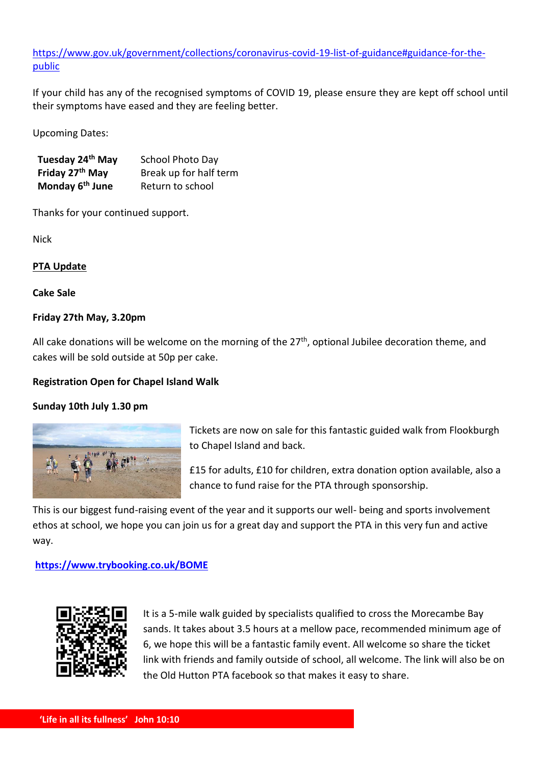https://www.gov.uk/government/collections/coronavirus-covid-19-list-of-guidance#guidance-for-the-public

If your child has any of the recognised symptoms of COVID 19, please ensure they are kept off school until their symptoms have eased and they are feeling better.

Upcoming Dates:

| | |
|---|---|
| **Tuesday 24th May** | School Photo Day |
| **Friday 27th May** | Break up for half term |
| **Monday 6th June** | Return to school |

Thanks for your continued support.

Nick

**PTA Update**

**Cake Sale**

**Friday 27th May, 3.20pm**

All cake donations will be welcome on the morning of the 27th, optional Jubilee decoration theme, and cakes will be sold outside at 50p per cake.

**Registration Open for Chapel Island Walk**

**Sunday 10th July 1.30 pm**

Tickets are now on sale for this fantastic guided walk from Flookburgh to Chapel Island and back.

£15 for adults, £10 for children, extra donation option available, also a chance to fund raise for the PTA through sponsorship.

This is our biggest fund-raising event of the year and it supports our well- being and sports involvement ethos at school, we hope you can join us for a great day and support the PTA in this very fun and active way.

**https://www.trybooking.co.uk/BOME**

It is a 5-mile walk guided by specialists qualified to cross the Morecambe Bay sands. It takes about 3.5 hours at a mellow pace, recommended minimum age of 6, we hope this will be a fantastic family event. All welcome so share the ticket link with friends and family outside of school, all welcome. The link will also be on the Old Hutton PTA facebook so that makes it easy to share.

**'Life in all its fullness' John 10:10**